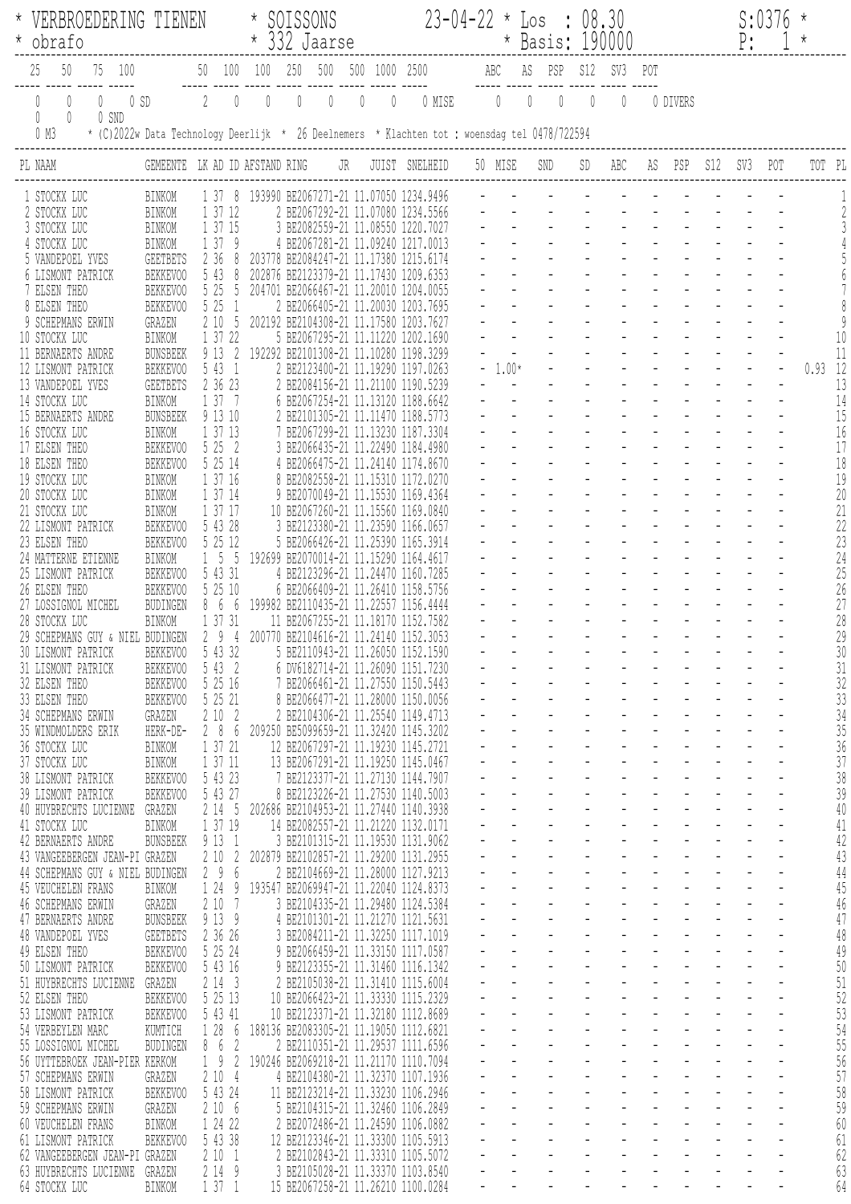\* VERBROEDERING TIENEN \* SOISSONS 23-04-22 \* Los : 08.30 S:0376 \*
\* obrafo \* 332 Jaarse \* Basis: 190000 P: 1 \*

| 25 | 50 | 75 | 100 | | 50 | 100 | 100 | 250 | 500 | 500 | 1000 | 2500 | | ABC | AS | PSP | S12 | SV3 | POT | |
|---|---|---|---|---|---|---|---|---|---|---|---|---|---|---|---|---|---|---|---|---|
| 0 | 0 | 0 | 0 | SD | 2 | 0 | 0 | 0 | 0 | 0 | 0 | 0 | MISE | 0 | 0 | 0 | 0 | 0 | 0 | DIVERS |
| 0 | 0 | 0 | SND | | | | | | | | | | | | | | | | | |

0 M3 \* (C)2022w Data Technology Deerlijk \* 26 Deelnemers \* Klachten tot : woensdag tel 0478/722594

| PL | NAAM | GEMEENTE | LK | AD | ID | AFSTAND | RING | JR | JUIST | SNELHEID | 50 | MISE | SND | SD | ABC | AS | PSP | S12 | SV3 | POT | TOT | PL |
|---|---|---|---|---|---|---|---|---|---|---|---|---|---|---|---|---|---|---|---|---|---|---|
| 1 | STOCKX LUC | BINKOM | 1 | 37 | 8 | 193990 | BE2067271 | -21 | 11.07050 | 1234.9496 | - | - | - | - | - | - | - | - | - | - | | 1 |
| 2 | STOCKX LUC | BINKOM | 1 | 37 | 12 | 2 | BE2067292 | -21 | 11.07080 | 1234.5566 | - | - | - | - | - | - | - | - | - | - | | 2 |
| 3 | STOCKX LUC | BINKOM | 1 | 37 | 15 | 3 | BE2082559 | -21 | 11.08550 | 1220.7027 | - | - | - | - | - | - | - | - | - | - | | 3 |
| 4 | STOCKX LUC | BINKOM | 1 | 37 | 9 | 4 | BE2067281 | -21 | 11.09240 | 1217.0013 | - | - | - | - | - | - | - | - | - | - | | 4 |
| 5 | VANDEPOEL YVES | GEETBETS | 2 | 36 | 8 | 203778 | BE2084247 | -21 | 11.17380 | 1215.6174 | - | - | - | - | - | - | - | - | - | - | | 5 |
| 6 | LISMONT PATRICK | BEKKEVOO | 5 | 43 | 8 | 202876 | BE2123379 | -21 | 11.17430 | 1209.6353 | - | - | - | - | - | - | - | - | - | - | | 6 |
| 7 | ELSEN THEO | BEKKEVOO | 5 | 25 | 5 | 204701 | BE2066467 | -21 | 11.20010 | 1204.0055 | - | - | - | - | - | - | - | - | - | - | | 7 |
| 8 | ELSEN THEO | BEKKEVOO | 5 | 25 | 1 | 2 | BE2066405 | -21 | 11.20030 | 1203.7695 | - | - | - | - | - | - | - | - | - | - | | 8 |
| 9 | SCHEPMANS ERWIN | GRAZEN | 2 | 10 | 5 | 202192 | BE2104308 | -21 | 11.17580 | 1203.7627 | - | - | - | - | - | - | - | - | - | - | | 9 |
| 10 | STOCKX LUC | BINKOM | 1 | 37 | 22 | 5 | BE2067295 | -21 | 11.11220 | 1202.1690 | - | - | - | - | - | - | - | - | - | - | | 10 |
| 11 | BERNAERTS ANDRE | BUNSBEEK | 9 | 13 | 2 | 192292 | BE2101308 | -21 | 11.10280 | 1198.3299 | - | - | - | - | - | - | - | - | - | - | | 11 |
| 12 | LISMONT PATRICK | BEKKEVOO | 5 | 43 | 1 | 2 | BE2123400 | -21 | 11.19290 | 1197.0263 | - | 1.00* | - | - | - | - | - | - | - | - | 0.93 | 12 |
| 13 | VANDEPOEL YVES | GEETBETS | 2 | 36 | 23 | 2 | BE2084156 | -21 | 11.21100 | 1190.5239 | - | - | - | - | - | - | - | - | - | - | | 13 |
| 14 | STOCKX LUC | BINKOM | 1 | 37 | 7 | 6 | BE2067254 | -21 | 11.13120 | 1188.6642 | - | - | - | - | - | - | - | - | - | - | | 14 |
| 15 | BERNAERTS ANDRE | BUNSBEEK | 9 | 13 | 10 | 2 | BE2101305 | -21 | 11.11470 | 1188.5773 | - | - | - | - | - | - | - | - | - | - | | 15 |
| 16 | STOCKX LUC | BINKOM | 1 | 37 | 13 | 7 | BE2067299 | -21 | 11.13230 | 1187.3304 | - | - | - | - | - | - | - | - | - | - | | 16 |
| 17 | ELSEN THEO | BEKKEVOO | 5 | 25 | 2 | 3 | BE2066435 | -21 | 11.22490 | 1184.4980 | - | - | - | - | - | - | - | - | - | - | | 17 |
| 18 | ELSEN THEO | BEKKEVOO | 5 | 25 | 14 | 4 | BE2066475 | -21 | 11.24140 | 1174.8670 | - | - | - | - | - | - | - | - | - | - | | 18 |
| 19 | STOCKX LUC | BINKOM | 1 | 37 | 16 | 8 | BE2082558 | -21 | 11.15310 | 1172.0270 | - | - | - | - | - | - | - | - | - | - | | 19 |
| 20 | STOCKX LUC | BINKOM | 1 | 37 | 14 | 9 | BE2070049 | -21 | 11.15530 | 1169.4364 | - | - | - | - | - | - | - | - | - | - | | 20 |
| 21 | STOCKX LUC | BINKOM | 1 | 37 | 17 | 10 | BE2067260 | -21 | 11.15560 | 1169.0840 | - | - | - | - | - | - | - | - | - | - | | 21 |
| 22 | LISMONT PATRICK | BEKKEVOO | 5 | 43 | 28 | 3 | BE2123380 | -21 | 11.23590 | 1166.0657 | - | - | - | - | - | - | - | - | - | - | | 22 |
| 23 | ELSEN THEO | BEKKEVOO | 5 | 25 | 12 | 5 | BE2066426 | -21 | 11.25390 | 1165.3914 | - | - | - | - | - | - | - | - | - | - | | 23 |
| 24 | MATTERNE ETIENNE | BINKOM | 1 | 5 | 5 | 192699 | BE2070014 | -21 | 11.15290 | 1164.4617 | - | - | - | - | - | - | - | - | - | - | | 24 |
| 25 | LISMONT PATRICK | BEKKEVOO | 5 | 43 | 31 | 4 | BE2123296 | -21 | 11.24470 | 1160.7285 | - | - | - | - | - | - | - | - | - | - | | 25 |
| 26 | ELSEN THEO | BEKKEVOO | 5 | 25 | 10 | 6 | BE2066409 | -21 | 11.26410 | 1158.5756 | - | - | - | - | - | - | - | - | - | - | | 26 |
| 27 | LOSSIGNOL MICHEL | BUDINGEN | 8 | 6 | 6 | 199982 | BE2110435 | -21 | 11.22557 | 1156.4444 | - | - | - | - | - | - | - | - | - | - | | 27 |
| 28 | STOCKX LUC | BINKOM | 1 | 37 | 31 | 11 | BE2067255 | -21 | 11.18170 | 1152.7582 | - | - | - | - | - | - | - | - | - | - | | 28 |
| 29 | SCHEPMANS GUY & NIEL | BUDINGEN | 2 | 9 | 4 | 200770 | BE2104616 | -21 | 11.24140 | 1152.3053 | - | - | - | - | - | - | - | - | - | - | | 29 |
| 30 | LISMONT PATRICK | BEKKEVOO | 5 | 43 | 32 | 5 | BE2110943 | -21 | 11.26050 | 1152.1590 | - | - | - | - | - | - | - | - | - | - | | 30 |
| 31 | LISMONT PATRICK | BEKKEVOO | 5 | 43 | 2 | 6 | DV6182714 | -21 | 11.26090 | 1151.7230 | - | - | - | - | - | - | - | - | - | - | | 31 |
| 32 | ELSEN THEO | BEKKEVOO | 5 | 25 | 16 | 7 | BE2066461 | -21 | 11.27550 | 1150.5443 | - | - | - | - | - | - | - | - | - | - | | 32 |
| 33 | ELSEN THEO | BEKKEVOO | 5 | 25 | 21 | 8 | BE2066477 | -21 | 11.28000 | 1150.0056 | - | - | - | - | - | - | - | - | - | - | | 33 |
| 34 | SCHEPMANS ERWIN | GRAZEN | 2 | 10 | 2 | 2 | BE2104306 | -21 | 11.25540 | 1149.4713 | - | - | - | - | - | - | - | - | - | - | | 34 |
| 35 | WINDMOLDERS ERIK | HERK-DE- | 2 | 8 | 6 | 209250 | BE5099659 | -21 | 11.32420 | 1145.3202 | - | - | - | - | - | - | - | - | - | - | | 35 |
| 36 | STOCKX LUC | BINKOM | 1 | 37 | 21 | 12 | BE2067297 | -21 | 11.19230 | 1145.2721 | - | - | - | - | - | - | - | - | - | - | | 36 |
| 37 | STOCKX LUC | BINKOM | 1 | 37 | 11 | 13 | BE2067291 | -21 | 11.19250 | 1145.0467 | - | - | - | - | - | - | - | - | - | - | | 37 |
| 38 | LISMONT PATRICK | BEKKEVOO | 5 | 43 | 23 | 7 | BE2123377 | -21 | 11.27130 | 1144.7907 | - | - | - | - | - | - | - | - | - | - | | 38 |
| 39 | LISMONT PATRICK | BEKKEVOO | 5 | 43 | 27 | 8 | BE2123226 | -21 | 11.27530 | 1140.5003 | - | - | - | - | - | - | - | - | - | - | | 39 |
| 40 | HUYBRECHTS LUCIENNE | GRAZEN | 2 | 14 | 5 | 202686 | BE2104953 | -21 | 11.27440 | 1140.3938 | - | - | - | - | - | - | - | - | - | - | | 40 |
| 41 | STOCKX LUC | BINKOM | 1 | 37 | 19 | 14 | BE2082557 | -21 | 11.21220 | 1132.0171 | - | - | - | - | - | - | - | - | - | - | | 41 |
| 42 | BERNAERTS ANDRE | BUNSBEEK | 9 | 13 | 1 | 3 | BE2101315 | -21 | 11.19530 | 1131.9062 | - | - | - | - | - | - | - | - | - | - | | 42 |
| 43 | VANGEEBERGEN JEAN-PI | GRAZEN | 2 | 10 | 2 | 202879 | BE2102857 | -21 | 11.29200 | 1131.2955 | - | - | - | - | - | - | - | - | - | - | | 43 |
| 44 | SCHEPMANS GUY & NIEL | BUDINGEN | 2 | 9 | 6 | 2 | BE2104669 | -21 | 11.28000 | 1127.9213 | - | - | - | - | - | - | - | - | - | - | | 44 |
| 45 | VEUCHELEN FRANS | BINKOM | 1 | 24 | 9 | 193547 | BE2069947 | -21 | 11.22040 | 1124.8373 | - | - | - | - | - | - | - | - | - | - | | 45 |
| 46 | SCHEPMANS ERWIN | GRAZEN | 2 | 10 | 7 | 3 | BE2104335 | -21 | 11.29480 | 1124.5384 | - | - | - | - | - | - | - | - | - | - | | 46 |
| 47 | BERNAERTS ANDRE | BUNSBEEK | 9 | 13 | 9 | 4 | BE2101301 | -21 | 11.21270 | 1121.5631 | - | - | - | - | - | - | - | - | - | - | | 47 |
| 48 | VANDEPOEL YVES | GEETBETS | 2 | 36 | 26 | 3 | BE2084211 | -21 | 11.32250 | 1117.1019 | - | - | - | - | - | - | - | - | - | - | | 48 |
| 49 | ELSEN THEO | BEKKEVOO | 5 | 25 | 24 | 9 | BE2066459 | -21 | 11.33150 | 1117.0587 | - | - | - | - | - | - | - | - | - | - | | 49 |
| 50 | LISMONT PATRICK | BEKKEVOO | 5 | 43 | 16 | 9 | BE2123355 | -21 | 11.31460 | 1116.1342 | - | - | - | - | - | - | - | - | - | - | | 50 |
| 51 | HUYBRECHTS LUCIENNE | GRAZEN | 2 | 14 | 3 | 2 | BE2105038 | -21 | 11.31410 | 1115.6004 | - | - | - | - | - | - | - | - | - | - | | 51 |
| 52 | ELSEN THEO | BEKKEVOO | 5 | 25 | 13 | 10 | BE2066423 | -21 | 11.33330 | 1115.2329 | - | - | - | - | - | - | - | - | - | - | | 52 |
| 53 | LISMONT PATRICK | BEKKEVOO | 5 | 43 | 41 | 10 | BE2123371 | -21 | 11.32180 | 1112.8689 | - | - | - | - | - | - | - | - | - | - | | 53 |
| 54 | VERBEYLEN MARC | KUMTICH | 1 | 28 | 6 | 188136 | BE2083305 | -21 | 11.19050 | 1112.6821 | - | - | - | - | - | - | - | - | - | - | | 54 |
| 55 | LOSSIGNOL MICHEL | BUDINGEN | 8 | 6 | 2 | 2 | BE2110351 | -21 | 11.29537 | 1111.6596 | - | - | - | - | - | - | - | - | - | - | | 55 |
| 56 | UYTTEBROEK JEAN-PIER | KERKOM | 1 | 9 | 2 | 190246 | BE2069218 | -21 | 11.21170 | 1110.7094 | - | - | - | - | - | - | - | - | - | - | | 56 |
| 57 | SCHEPMANS ERWIN | GRAZEN | 2 | 10 | 4 | 4 | BE2104380 | -21 | 11.32370 | 1107.1936 | - | - | - | - | - | - | - | - | - | - | | 57 |
| 58 | LISMONT PATRICK | BEKKEVOO | 5 | 43 | 24 | 11 | BE2123214 | -21 | 11.33230 | 1106.2946 | - | - | - | - | - | - | - | - | - | - | | 58 |
| 59 | SCHEPMANS ERWIN | GRAZEN | 2 | 10 | 6 | 5 | BE2104315 | -21 | 11.32460 | 1106.2849 | - | - | - | - | - | - | - | - | - | - | | 59 |
| 60 | VEUCHELEN FRANS | BINKOM | 1 | 24 | 22 | 2 | BE2072486 | -21 | 11.24590 | 1106.0882 | - | - | - | - | - | - | - | - | - | - | | 60 |
| 61 | LISMONT PATRICK | BEKKEVOO | 5 | 43 | 38 | 12 | BE2123346 | -21 | 11.33300 | 1105.5913 | - | - | - | - | - | - | - | - | - | - | | 61 |
| 62 | VANGEEBERGEN JEAN-PI | GRAZEN | 2 | 10 | 1 | 2 | BE2102843 | -21 | 11.33310 | 1105.5072 | - | - | - | - | - | - | - | - | - | - | | 62 |
| 63 | HUYBRECHTS LUCIENNE | GRAZEN | 2 | 14 | 9 | 3 | BE2105028 | -21 | 11.33370 | 1103.8540 | - | - | - | - | - | - | - | - | - | - | | 63 |
| 64 | STOCKX LUC | BINKOM | 1 | 37 | 1 | 15 | BE2067258 | -21 | 11.26210 | 1100.0284 | - | - | - | - | - | - | - | - | - | - | | 64 |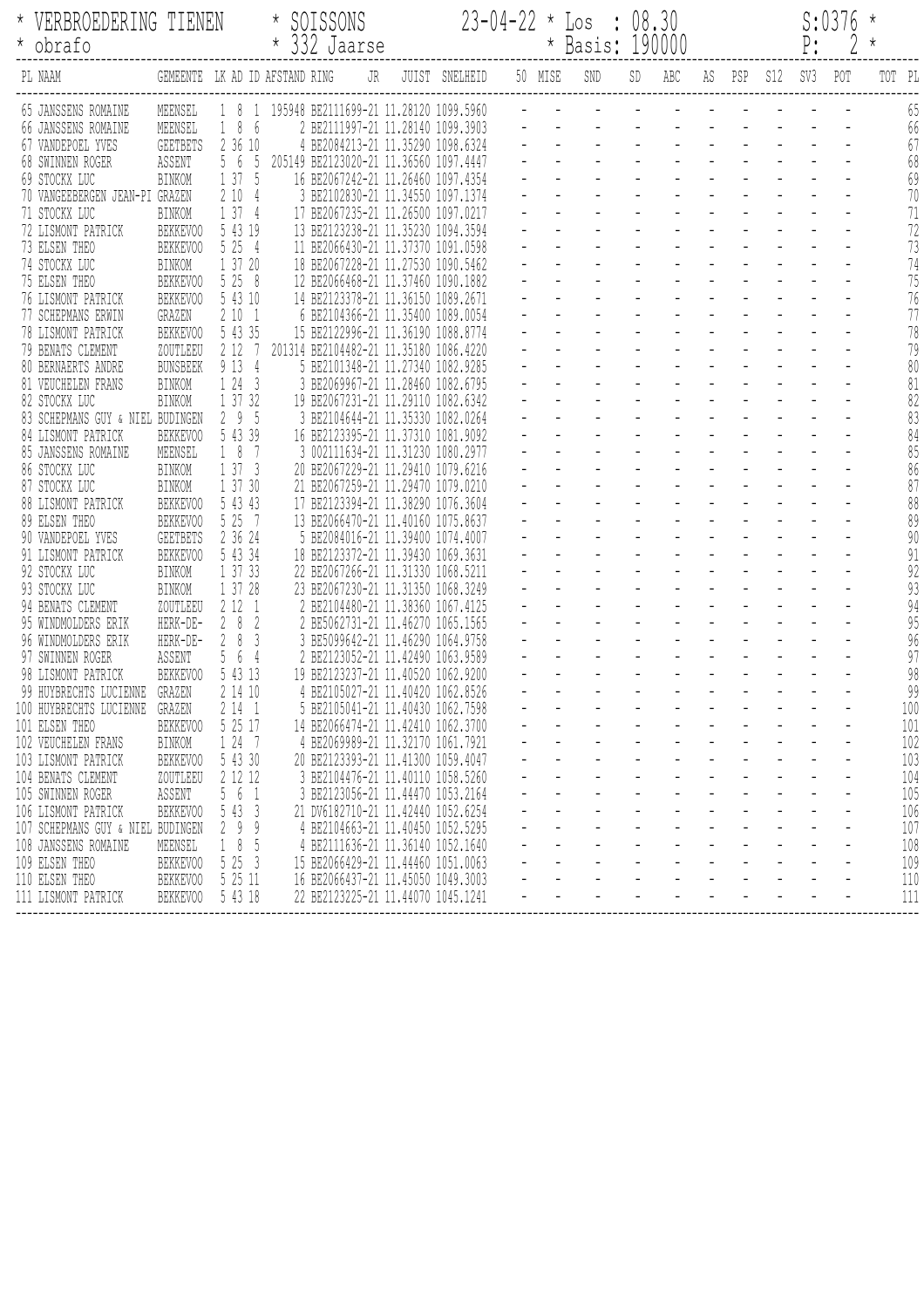\* VERBROEDERING TIENEN  \* SOISSONS  23-04-22 \* Los : 08.30  S:0376 \*
\* obrafo  \* 332 Jaarse  \* Basis: 190000  P: 2 \*

| PL | NAAM | GEMEENTE | LK | AD | ID | AFSTAND | RING | JR | JUIST | SNELHEID | 50 | MISE | SND | SD | ABC | AS | PSP | S12 | SV3 | POT | TOT | PL |
|---|---|---|---|---|---|---|---|---|---|---|---|---|---|---|---|---|---|---|---|---|---|---|
| 65 | JANSSENS ROMAINE | MEENSEL | 1 | 8 | 1 | 195948 | BE2111699-21 | | 11.28120 | 1099.5960 | - | - | - | - | - | - | - | - | - | - | | 65 |
| 66 | JANSSENS ROMAINE | MEENSEL | 1 | 8 | 6 | 2 | BE2111997-21 | | 11.28140 | 1099.3903 | - | - | - | - | - | - | - | - | - | - | | 66 |
| 67 | VANDEPOEL YVES | GEETBETS | 2 | 36 | 10 | 4 | BE2084213-21 | | 11.35290 | 1098.6324 | - | - | - | - | - | - | - | - | - | - | | 67 |
| 68 | SWINNEN ROGER | ASSENT | 5 | 6 | 5 | 205149 | BE2123020-21 | | 11.36560 | 1097.4447 | - | - | - | - | - | - | - | - | - | - | | 68 |
| 69 | STOCKX LUC | BINKOM | 1 | 37 | 5 | 16 | BE2067242-21 | | 11.26460 | 1097.4354 | - | - | - | - | - | - | - | - | - | - | | 69 |
| 70 | VANGEEBERGEN JEAN-PI | GRAZEN | 2 | 10 | 4 | 3 | BE2102830-21 | | 11.34550 | 1097.1374 | - | - | - | - | - | - | - | - | - | - | | 70 |
| 71 | STOCKX LUC | BINKOM | 1 | 37 | 4 | 17 | BE2067235-21 | | 11.26500 | 1097.0217 | - | - | - | - | - | - | - | - | - | - | | 71 |
| 72 | LISMONT PATRICK | BEKKEVOO | 5 | 43 | 19 | 13 | BE2123238-21 | | 11.35230 | 1094.3594 | - | - | - | - | - | - | - | - | - | - | | 72 |
| 73 | ELSEN THEO | BEKKEVOO | 5 | 25 | 4 | 11 | BE2066430-21 | | 11.37370 | 1091.0598 | - | - | - | - | - | - | - | - | - | - | | 73 |
| 74 | STOCKX LUC | BINKOM | 1 | 37 | 20 | 18 | BE2067228-21 | | 11.27530 | 1090.5462 | - | - | - | - | - | - | - | - | - | - | | 74 |
| 75 | ELSEN THEO | BEKKEVOO | 5 | 25 | 8 | 12 | BE2066468-21 | | 11.37460 | 1090.1882 | - | - | - | - | - | - | - | - | - | - | | 75 |
| 76 | LISMONT PATRICK | BEKKEVOO | 5 | 43 | 10 | 14 | BE2123378-21 | | 11.36150 | 1089.2671 | - | - | - | - | - | - | - | - | - | - | | 76 |
| 77 | SCHEPMANS ERWIN | GRAZEN | 2 | 10 | 1 | 6 | BE2104366-21 | | 11.35400 | 1089.0054 | - | - | - | - | - | - | - | - | - | - | | 77 |
| 78 | LISMONT PATRICK | BEKKEVOO | 5 | 43 | 35 | 15 | BE2122996-21 | | 11.36190 | 1088.8774 | - | - | - | - | - | - | - | - | - | - | | 78 |
| 79 | BENATS CLEMENT | ZOUTLEEU | 2 | 12 | 7 | 201314 | BE2104482-21 | | 11.35180 | 1086.4220 | - | - | - | - | - | - | - | - | - | - | | 79 |
| 80 | BERNAERTS ANDRE | BUNSBEEK | 9 | 13 | 4 | 5 | BE2101348-21 | | 11.27340 | 1082.9285 | - | - | - | - | - | - | - | - | - | - | | 80 |
| 81 | VEUCHELEN FRANS | BINKOM | 1 | 24 | 3 | 3 | BE2069967-21 | | 11.28460 | 1082.6795 | - | - | - | - | - | - | - | - | - | - | | 81 |
| 82 | STOCKX LUC | BINKOM | 1 | 37 | 32 | 19 | BE2067231-21 | | 11.29110 | 1082.6342 | - | - | - | - | - | - | - | - | - | - | | 82 |
| 83 | SCHEPMANS GUY & NIEL | BUDINGEN | 2 | 9 | 5 | 3 | BE2104644-21 | | 11.35330 | 1082.0264 | - | - | - | - | - | - | - | - | - | - | | 83 |
| 84 | LISMONT PATRICK | BEKKEVOO | 5 | 43 | 39 | 16 | BE2123395-21 | | 11.37310 | 1081.9092 | - | - | - | - | - | - | - | - | - | - | | 84 |
| 85 | JANSSENS ROMAINE | MEENSEL | 1 | 8 | 7 | 3 | 002111634-21 | | 11.31230 | 1080.2977 | - | - | - | - | - | - | - | - | - | - | | 85 |
| 86 | STOCKX LUC | BINKOM | 1 | 37 | 3 | 20 | BE2067229-21 | | 11.29410 | 1079.6216 | - | - | - | - | - | - | - | - | - | - | | 86 |
| 87 | STOCKX LUC | BINKOM | 1 | 37 | 30 | 21 | BE2067259-21 | | 11.29470 | 1079.0210 | - | - | - | - | - | - | - | - | - | - | | 87 |
| 88 | LISMONT PATRICK | BEKKEVOO | 5 | 43 | 43 | 17 | BE2123394-21 | | 11.38290 | 1076.3604 | - | - | - | - | - | - | - | - | - | - | | 88 |
| 89 | ELSEN THEO | BEKKEVOO | 5 | 25 | 7 | 13 | BE2066470-21 | | 11.40160 | 1075.8637 | - | - | - | - | - | - | - | - | - | - | | 89 |
| 90 | VANDEPOEL YVES | GEETBETS | 2 | 36 | 24 | 5 | BE2084016-21 | | 11.39400 | 1074.4007 | - | - | - | - | - | - | - | - | - | - | | 90 |
| 91 | LISMONT PATRICK | BEKKEVOO | 5 | 43 | 34 | 18 | BE2123372-21 | | 11.39430 | 1069.3631 | - | - | - | - | - | - | - | - | - | - | | 91 |
| 92 | STOCKX LUC | BINKOM | 1 | 37 | 33 | 22 | BE2067266-21 | | 11.31330 | 1068.5211 | - | - | - | - | - | - | - | - | - | - | | 92 |
| 93 | STOCKX LUC | BINKOM | 1 | 37 | 28 | 23 | BE2067230-21 | | 11.31350 | 1068.3249 | - | - | - | - | - | - | - | - | - | - | | 93 |
| 94 | BENATS CLEMENT | ZOUTLEEU | 2 | 12 | 1 | 2 | BE2104480-21 | | 11.38360 | 1067.4125 | - | - | - | - | - | - | - | - | - | - | | 94 |
| 95 | WINDMOLDERS ERIK | HERK-DE- | 2 | 8 | 2 | 2 | BE5062731-21 | | 11.46270 | 1065.1565 | - | - | - | - | - | - | - | - | - | - | | 95 |
| 96 | WINDMOLDERS ERIK | HERK-DE- | 2 | 8 | 3 | 3 | BE5099642-21 | | 11.46290 | 1064.9758 | - | - | - | - | - | - | - | - | - | - | | 96 |
| 97 | SWINNEN ROGER | ASSENT | 5 | 6 | 4 | 2 | BE2123052-21 | | 11.42490 | 1063.9589 | - | - | - | - | - | - | - | - | - | - | | 97 |
| 98 | LISMONT PATRICK | BEKKEVOO | 5 | 43 | 13 | 19 | BE2123237-21 | | 11.40520 | 1062.9200 | - | - | - | - | - | - | - | - | - | - | | 98 |
| 99 | HUYBRECHTS LUCIENNE | GRAZEN | 2 | 14 | 10 | 4 | BE2105027-21 | | 11.40420 | 1062.8526 | - | - | - | - | - | - | - | - | - | - | | 99 |
| 100 | HUYBRECHTS LUCIENNE | GRAZEN | 2 | 14 | 1 | 5 | BE2105041-21 | | 11.40430 | 1062.7598 | - | - | - | - | - | - | - | - | - | - | | 100 |
| 101 | ELSEN THEO | BEKKEVOO | 5 | 25 | 17 | 14 | BE2066474-21 | | 11.42410 | 1062.3700 | - | - | - | - | - | - | - | - | - | - | | 101 |
| 102 | VEUCHELEN FRANS | BINKOM | 1 | 24 | 7 | 4 | BE2069989-21 | | 11.32170 | 1061.7921 | - | - | - | - | - | - | - | - | - | - | | 102 |
| 103 | LISMONT PATRICK | BEKKEVOO | 5 | 43 | 30 | 20 | BE2123393-21 | | 11.41300 | 1059.4047 | - | - | - | - | - | - | - | - | - | - | | 103 |
| 104 | BENATS CLEMENT | ZOUTLEEU | 2 | 12 | 12 | 3 | BE2104476-21 | | 11.40110 | 1058.5260 | - | - | - | - | - | - | - | - | - | - | | 104 |
| 105 | SWINNEN ROGER | ASSENT | 5 | 6 | 1 | 3 | BE2123056-21 | | 11.44470 | 1053.2164 | - | - | - | - | - | - | - | - | - | - | | 105 |
| 106 | LISMONT PATRICK | BEKKEVOO | 5 | 43 | 3 | 21 | DV6182710-21 | | 11.42440 | 1052.6254 | - | - | - | - | - | - | - | - | - | - | | 106 |
| 107 | SCHEPMANS GUY & NIEL | BUDINGEN | 2 | 9 | 9 | 4 | BE2104663-21 | | 11.40450 | 1052.5295 | - | - | - | - | - | - | - | - | - | - | | 107 |
| 108 | JANSSENS ROMAINE | MEENSEL | 1 | 8 | 5 | 4 | BE2111636-21 | | 11.36140 | 1052.1640 | - | - | - | - | - | - | - | - | - | - | | 108 |
| 109 | ELSEN THEO | BEKKEVOO | 5 | 25 | 3 | 15 | BE2066429-21 | | 11.44460 | 1051.0063 | - | - | - | - | - | - | - | - | - | - | | 109 |
| 110 | ELSEN THEO | BEKKEVOO | 5 | 25 | 11 | 16 | BE2066437-21 | | 11.45050 | 1049.3003 | - | - | - | - | - | - | - | - | - | - | | 110 |
| 111 | LISMONT PATRICK | BEKKEVOO | 5 | 43 | 18 | 22 | BE2123225-21 | | 11.44070 | 1045.1241 | - | - | - | - | - | - | - | - | - | - | | 111 |